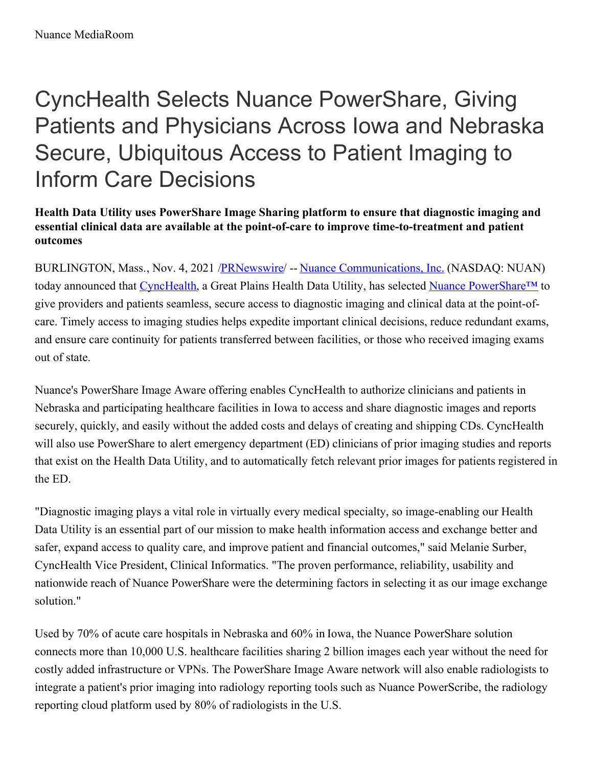# CyncHealth Selects Nuance PowerShare, Giving Patients and Physicians Across Iowa and Nebraska Secure, Ubiquitous Access to Patient Imaging to Inform Care Decisions

**Health Data Utility uses PowerShare Image Sharing platform to ensure that diagnostic imaging and essential clinical data are available at the point-of-care to improve time-to-treatment and patient outcomes**

BURLINGTON, Mass., Nov. 4, 2021 /PRNewswire/ -- Nuance Communications, Inc. (NASDAQ: NUAN) today announced that CyncHealth, a Great Plains Health Data Utility, has selected Nuance PowerShare™ to give providers and patients seamless, secure access to diagnostic imaging and clinical data at the point-of-care. Timely access to imaging studies helps expedite important clinical decisions, reduce redundant exams, and ensure care continuity for patients transferred between facilities, or those who received imaging exams out of state.

Nuance's PowerShare Image Aware offering enables CyncHealth to authorize clinicians and patients in Nebraska and participating healthcare facilities in Iowa to access and share diagnostic images and reports securely, quickly, and easily without the added costs and delays of creating and shipping CDs. CyncHealth will also use PowerShare to alert emergency department (ED) clinicians of prior imaging studies and reports that exist on the Health Data Utility, and to automatically fetch relevant prior images for patients registered in the ED.

"Diagnostic imaging plays a vital role in virtually every medical specialty, so image-enabling our Health Data Utility is an essential part of our mission to make health information access and exchange better and safer, expand access to quality care, and improve patient and financial outcomes," said Melanie Surber, CyncHealth Vice President, Clinical Informatics. "The proven performance, reliability, usability and nationwide reach of Nuance PowerShare were the determining factors in selecting it as our image exchange solution."

Used by 70% of acute care hospitals in Nebraska and 60% in Iowa, the Nuance PowerShare solution connects more than 10,000 U.S. healthcare facilities sharing 2 billion images each year without the need for costly added infrastructure or VPNs. The PowerShare Image Aware network will also enable radiologists to integrate a patient's prior imaging into radiology reporting tools such as Nuance PowerScribe, the radiology reporting cloud platform used by 80% of radiologists in the U.S.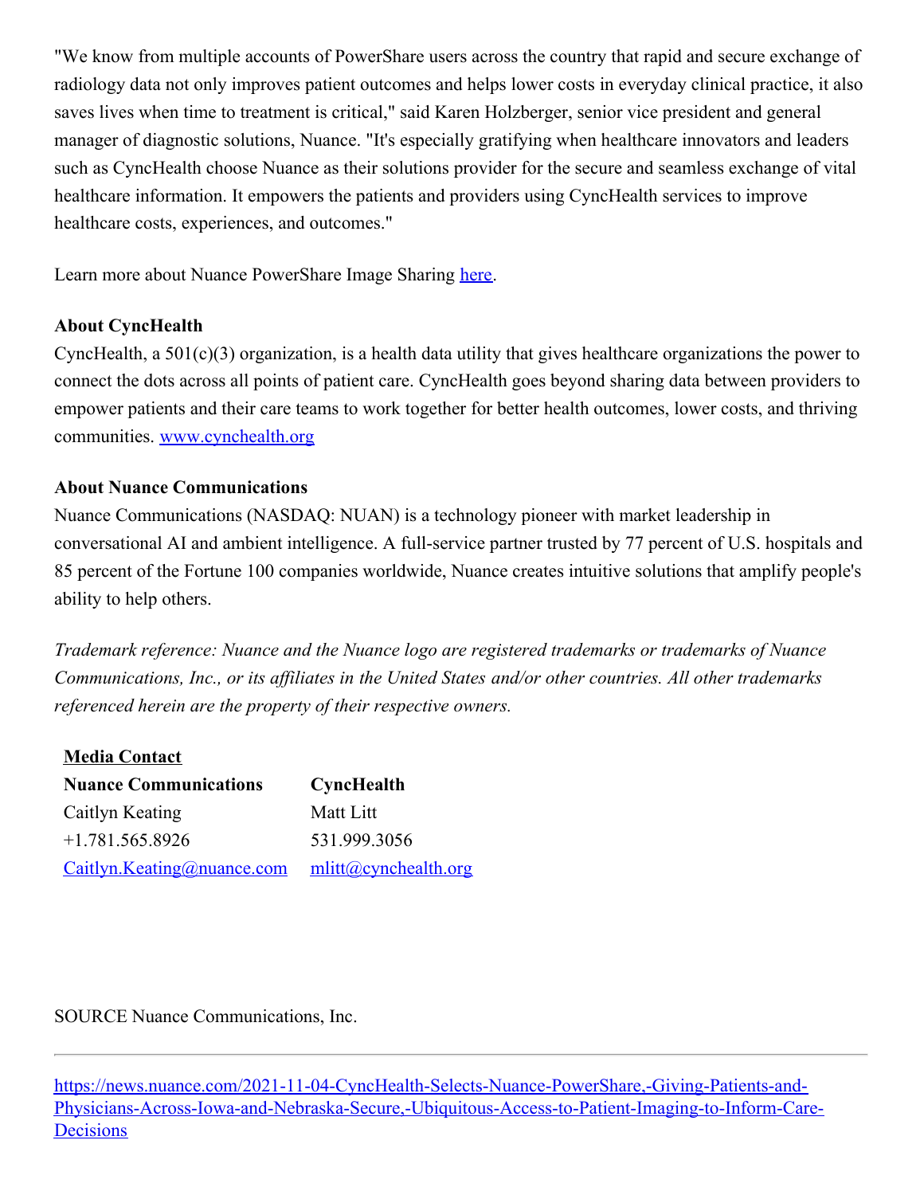"We know from multiple accounts of PowerShare users across the country that rapid and secure exchange of radiology data not only improves patient outcomes and helps lower costs in everyday clinical practice, it also saves lives when time to treatment is critical," said Karen Holzberger, senior vice president and general manager of diagnostic solutions, Nuance. "It's especially gratifying when healthcare innovators and leaders such as CyncHealth choose Nuance as their solutions provider for the secure and seamless exchange of vital healthcare information. It empowers the patients and providers using CyncHealth services to improve healthcare costs, experiences, and outcomes."

Learn more about Nuance PowerShare Image Sharing [here](here).

**About CyncHealth**

CyncHealth, a 501(c)(3) organization, is a health data utility that gives healthcare organizations the power to connect the dots across all points of patient care. CyncHealth goes beyond sharing data between providers to empower patients and their care teams to work together for better health outcomes, lower costs, and thriving communities. [www.cynchealth.org](www.cynchealth.org)

**About Nuance Communications**

Nuance Communications (NASDAQ: NUAN) is a technology pioneer with market leadership in conversational AI and ambient intelligence. A full-service partner trusted by 77 percent of U.S. hospitals and 85 percent of the Fortune 100 companies worldwide, Nuance creates intuitive solutions that amplify people's ability to help others.

*Trademark reference: Nuance and the Nuance logo are registered trademarks or trademarks of Nuance Communications, Inc., or its affiliates in the United States and/or other countries. All other trademarks referenced herein are the property of their respective owners.*

**Media Contact**

| **Nuance Communications** | **CyncHealth** |
|---|---|
| Caitlyn Keating | Matt Litt |
| +1.781.565.8926 | 531.999.3056 |
| Caitlyn.Keating@nuance.com | mlitt@cynchealth.org |

SOURCE Nuance Communications, Inc.

---

https://news.nuance.com/2021-11-04-CyncHealth-Selects-Nuance-PowerShare,-Giving-Patients-and-Physicians-Across-Iowa-and-Nebraska-Secure,-Ubiquitous-Access-to-Patient-Imaging-to-Inform-Care-Decisions